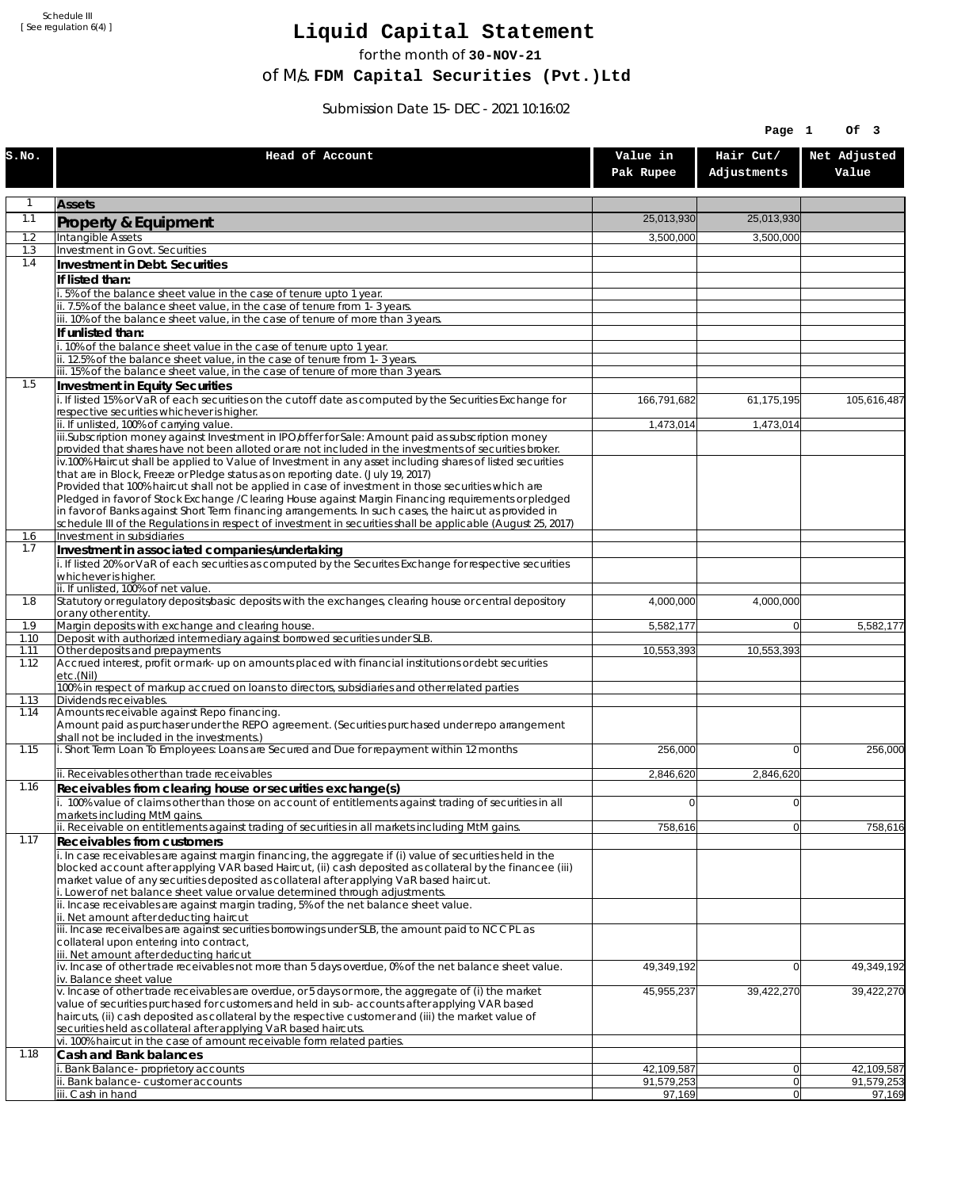Schedule III
[ See regulation 6(4) ]

# Liquid Capital Statement

for the month of **30-NOV-21**

of M/s. **FDM Capital Securities (Pvt.)Ltd**

Submission Date 15-DEC-2021 10:16:02

| S.No. | Head of Account | Value in Pak Rupee | Hair Cut/ Adjustments | Net Adjusted Value |
|---|---|---|---|---|
| 1 | **Assets** | | | |
| 1.1 | **Property & Equipment** | 25,013,930 | 25,013,930 | |
| 1.2 | Intangible Assets | 3,500,000 | 3,500,000 | |
| 1.3 | Investment in Govt. Securities | | | |
| 1.4 | **Investment in Debt. Securities** | | | |
| | **If listed than:** | | | |
| | i. 5% of the balance sheet value in the case of tenure upto 1 year. | | | |
| | ii. 7.5% of the balance sheet value, in the case of tenure from 1-3 years. | | | |
| | iii. 10% of the balance sheet value, in the case of tenure of more than 3 years. | | | |
| | **If unlisted than:** | | | |
| | i. 10% of the balance sheet value in the case of tenure upto 1 year. | | | |
| | ii. 12.5% of the balance sheet value, in the case of tenure from 1-3 years. | | | |
| | iii. 15% of the balance sheet value, in the case of tenure of more than 3 years. | | | |
| 1.5 | **Investment in Equity Securities** | | | |
| | i. If listed 15% or VaR of each securities on the cutoff date as computed by the Securities Exchange for respective securities whichever is higher. | 166,791,682 | 61,175,195 | 105,616,487 |
| | ii. If unlisted, 100% of carrying value. | 1,473,014 | 1,473,014 | |
| | iii.Subscription money against Investment in IPO/offer for Sale: Amount paid as subscription money provided that shares have not been alloted or are not included in the investments of securities broker. | | | |
| | iv.100% Haircut shall be applied to Value of Investment in any asset including shares of listed securities that are in Block, Freeze or Pledge status as on reporting date. (July 19, 2017) Provided that 100% haircut shall not be applied in case of investment in those securities which are Pledged in favor of Stock Exchange / Clearing House against Margin Financing requirements or pledged in favor of Banks against Short Term financing arrangements. In such cases, the haircut as provided in schedule III of the Regulations in respect of investment in securities shall be applicable (August 25, 2017) | | | |
| 1.6 | Investment in subsidiaries | | | |
| 1.7 | **Investment in associated companies/undertaking** | | | |
| | i. If listed 20% or VaR of each securities as computed by the Securites Exchange for respective securities whichever is higher. | | | |
| | ii. If unlisted, 100% of net value. | | | |
| 1.8 | Statutory or regulatory deposits/basic deposits with the exchanges, clearing house or central depository or any other entity. | 4,000,000 | 4,000,000 | |
| 1.9 | Margin deposits with exchange and clearing house. | 5,582,177 | 0 | 5,582,177 |
| 1.10 | Deposit with authorized intermediary against borrowed securities under SLB. | | | |
| 1.11 | Other deposits and prepayments | 10,553,393 | 10,553,393 | |
| 1.12 | Accrued interest, profit or mark-up on amounts placed with financial institutions or debt securities etc.(Nil) | | | |
| | 100% in respect of markup accrued on loans to directors, subsidiaries and other related parties | | | |
| 1.13 | Dividends receivables. | | | |
| 1.14 | Amounts receivable against Repo financing. Amount paid as purchaser under the REPO agreement. (Securities purchased under repo arrangement shall not be included in the investments.) | | | |
| 1.15 | i. Short Term Loan To Employees: Loans are Secured and Due for repayment within 12 months | 256,000 | 0 | 256,000 |
| | ii. Receivables other than trade receivables | 2,846,620 | 2,846,620 | |
| 1.16 | **Receivables from clearing house or securities exchange(s)** | | | |
| | i. 100% value of claims other than those on account of entitlements against trading of securities in all markets including MtM gains. | 0 | 0 | |
| | ii. Receivable on entitlements against trading of securities in all markets including MtM gains. | 758,616 | 0 | 758,616 |
| 1.17 | **Receivables from customers** | | | |
| | i. In case receivables are against margin financing, the aggregate if (i) value of securities held in the blocked account after applying VAR based Haircut, (ii) cash deposited as collateral by the financee (iii) market value of any securities deposited as collateral after applying VaR based haircut. i. Lower of net balance sheet value or value determined through adjustments. | | | |
| | ii. Incase receivables are against margin trading, 5% of the net balance sheet value. ii. Net amount after deducting haircut | | | |
| | iii. Incase receivalbes are against securities borrowings under SLB, the amount paid to NCCPL as collateral upon entering into contract, iii. Net amount after deducting haricut | | | |
| | iv. Incase of other trade receivables not more than 5 days overdue, 0% of the net balance sheet value. iv. Balance sheet value | 49,349,192 | 0 | 49,349,192 |
| | v. Incase of other trade receivables are overdue, or 5 days or more, the aggregate of (i) the market value of securities purchased for customers and held in sub-accounts after applying VAR based haircuts, (ii) cash deposited as collateral by the respective customer and (iii) the market value of securities held as collateral after applying VaR based haircuts. | 45,955,237 | 39,422,270 | 39,422,270 |
| | vi. 100% haircut in the case of amount receivable form related parties. | | | |
| 1.18 | **Cash and Bank balances** | | | |
| | i. Bank Balance-proprietory accounts | 42,109,587 | 0 | 42,109,587 |
| | ii. Bank balance-customer accounts | 91,579,253 | 0 | 91,579,253 |
| | iii. Cash in hand | 97,169 | 0 | 97,169 |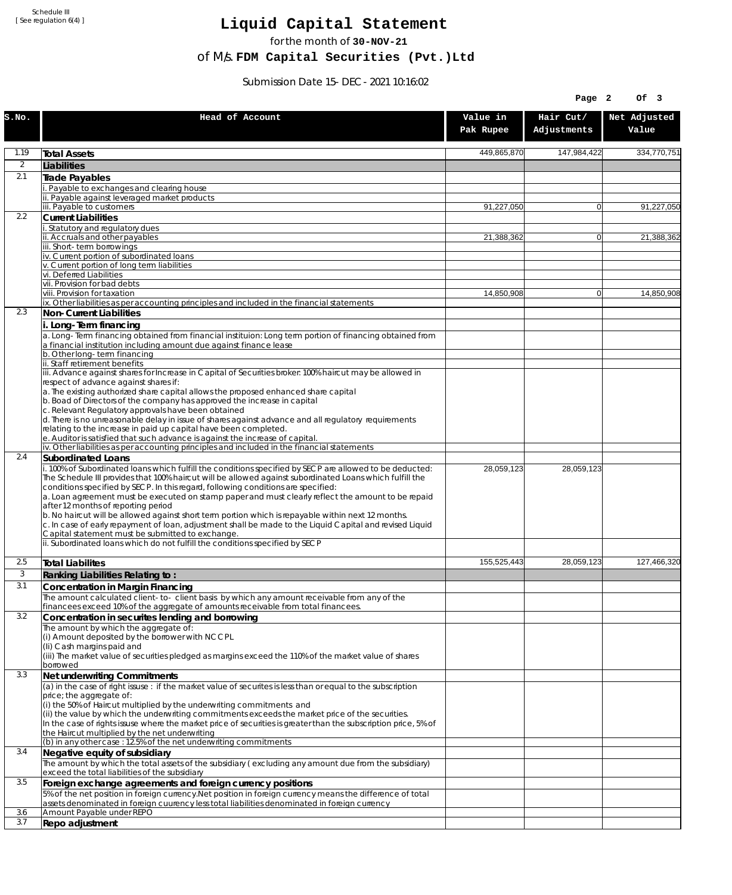Schedule III
[ See regulation 6(4) ]

# Liquid Capital Statement

for the month of **30-NOV-21**

of M/s. **FDM Capital Securities (Pvt.)Ltd**

Submission Date 15-DEC-2021 10:16:02

| S.No. | Head of Account | Value in Pak Rupee | Hair Cut/ Adjustments | Net Adjusted Value |
|---|---|---|---|---|
| 1.19 | **Total Assets** | 449,865,870 | 147,984,422 | 334,770,751 |
| 2 | **Liabilities** | | | |
| 2.1 | **Trade Payables** | | | |
| | i. Payable to exchanges and clearing house | | | |
| | ii. Payable against leveraged market products | | | |
| | iii. Payable to customers | 91,227,050 | 0 | 91,227,050 |
| 2.2 | **Current Liabilities** | | | |
| | i. Statutory and regulatory dues | | | |
| | ii. Accruals and other payables | 21,388,362 | 0 | 21,388,362 |
| | iii. Short-term borrowings | | | |
| | iv. Current portion of subordinated loans | | | |
| | v. Current portion of long term liabilities | | | |
| | vi. Deferred Liabilities | | | |
| | vii. Provision for bad debts | | | |
| | viii. Provision for taxation | 14,850,908 | 0 | 14,850,908 |
| | ix. Other liabilities as per accounting principles and included in the financial statements | | | |
| 2.3 | **Non-Current Liabilities** | | | |
| | **i. Long-Term financing** | | | |
| | a. Long-Term financing obtained from financial instituion: Long term portion of financing obtained from a financial institution including amount due against finance lease | | | |
| | b. Other long-term financing | | | |
| | ii. Staff retirement benefits | | | |
| | iii. Advance against shares for Increase in Capital of Securities broker: 100% haircut may be allowed in respect of advance against shares if:<br>a. The existing authorized share capital allows the proposed enhanced share capital<br>b. Boad of Directors of the company has approved the increase in capital<br>c. Relevant Regulatory approvals have been obtained<br>d. There is no unreasonable delay in issue of shares against advance and all regulatory requirements relating to the increase in paid up capital have been completed.<br>e. Auditor is satisfied that such advance is against the increase of capital. | | | |
| | iv. Other liabilities as per accounting principles and included in the financial statements | | | |
| 2.4 | **Subordinated Loans** | | | |
| | i. 100% of Subordinated loans which fulfill the conditions specified by SECP are allowed to be deducted:<br>The Schedule III provides that 100% haircut will be allowed against subordinated Loans which fulfill the conditions specified by SECP. In this regard, following conditions are specified:<br>a. Loan agreement must be executed on stamp paper and must clearly reflect the amount to be repaid after 12 months of reporting period<br>b. No haircut will be allowed against short term portion which is repayable within next 12 months.<br>c. In case of early repayment of loan, adjustment shall be made to the Liquid Capital and revised Liquid Capital statement must be submitted to exchange. | 28,059,123 | 28,059,123 | |
| | ii. Subordinated loans which do not fulfill the conditions specified by SECP | | | |
| 2.5 | **Total Liabilites** | 155,525,443 | 28,059,123 | 127,466,320 |
| 3 | **Ranking Liabilities Relating to :** | | | |
| 3.1 | **Concentration in Margin Financing** | | | |
| | The amount calculated client-to- client basis by which any amount receivable from any of the financees exceed 10% of the aggregate of amounts receivable from total financees. | | | |
| 3.2 | **Concentration in securites lending and borrowing** | | | |
| | The amount by which the aggregate of:<br>(i) Amount deposited by the borrower with NCCPL<br>(Ii) Cash margins paid and<br>(iii) The market value of securities pledged as margins exceed the 110% of the market value of shares borrowed | | | |
| 3.3 | **Net underwriting Commitments** | | | |
| | (a) in the case of right issuse : if the market value of securites is less than or equal to the subscription price; the aggregate of:<br>(i) the 50% of Haircut multiplied by the underwriting commitments and<br>(ii) the value by which the underwriting commitments exceeds the market price of the securities.<br>In the case of rights issuse where the market price of securities is greater than the subscription price, 5% of the Haircut multiplied by the net underwriting | | | |
| | (b) in any other case : 12.5% of the net underwriting commitments | | | |
| 3.4 | **Negative equity of subsidiary** | | | |
| | The amount by which the total assets of the subsidiary ( excluding any amount due from the subsidiary) exceed the total liabilities of the subsidiary | | | |
| 3.5 | **Foreign exchange agreements and foreign currency positions** | | | |
| | 5% of the net position in foreign currency.Net position in foreign currency means the difference of total assets denominated in foreign cuurency less total liabilities denominated in foreign currency | | | |
| 3.6 | Amount Payable under REPO | | | |
| 3.7 | **Repo adjustment** | | | |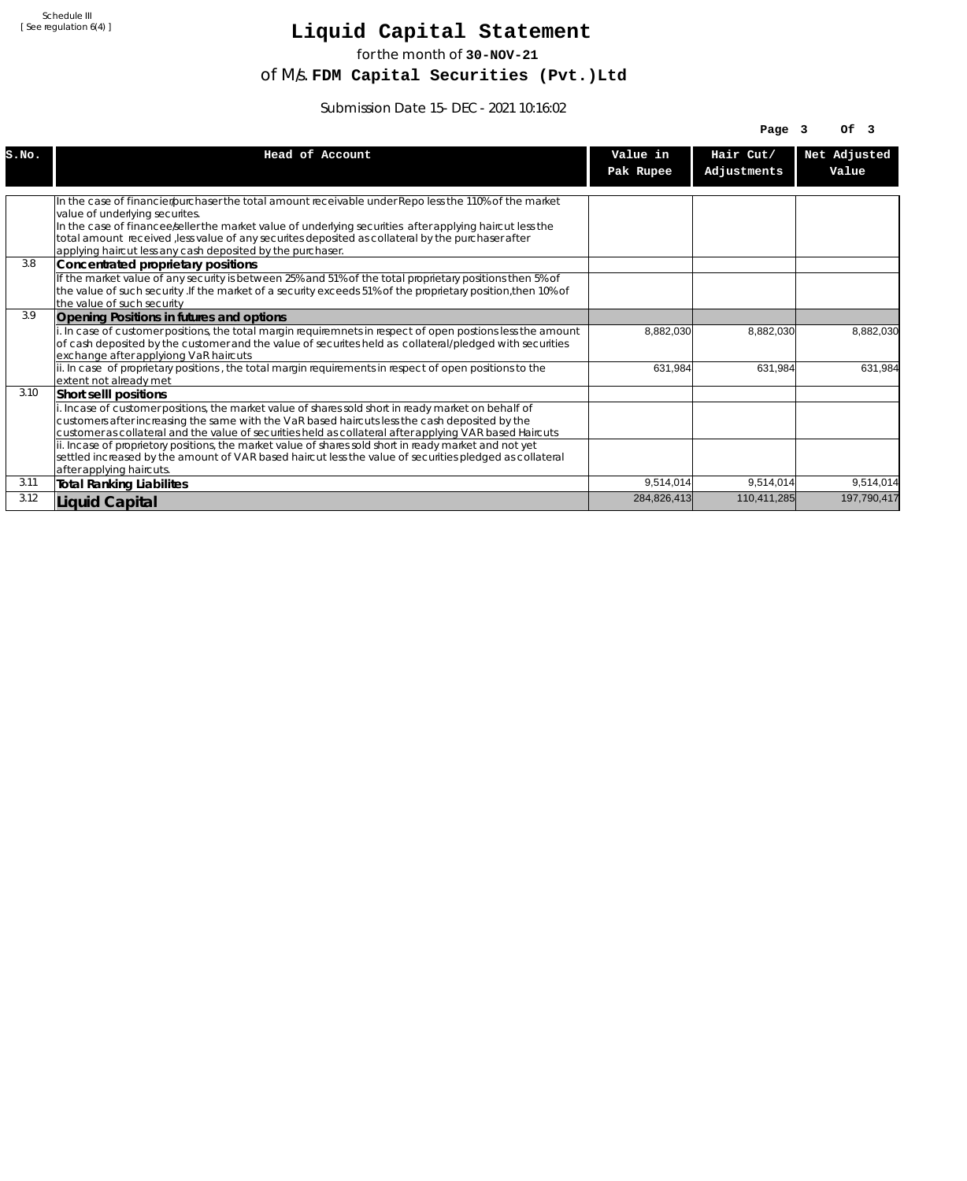Schedule III
[ See regulation 6(4) ]

# Liquid Capital Statement

for the month of **30-NOV-21**

of M/s. **FDM Capital Securities (Pvt.)Ltd**

Submission Date 15-DEC-2021 10:16:02

| S.No. | Head of Account | Value in Pak Rupee | Hair Cut/ Adjustments | Net Adjusted Value |
|---|---|---|---|---|
| | In the case of financier/purchaser the total amount receivable under Repo less the 110% of the market value of underlying securites.<br>In the case of financee/seller the market value of underlying securities after applying haircut less the total amount received ,less value of any securites deposited as collateral by the purchaser after applying haircut less any cash deposited by the purchaser. | | | |
| 3.8 | **Concentrated proprietary positions** | | | |
| | If the market value of any security is between 25% and 51% of the total proprietary positions then 5% of the value of such security .If the market of a security exceeds 51% of the proprietary position,then 10% of the value of such security | | | |
| 3.9 | **Opening Positions in futures and options** | | | |
| | i. In case of customer positions, the total margin requiremnets in respect of open postions less the amount of cash deposited by the customer and the value of securites held as collateral/pledged with securities exchange after applyiong VaR haircuts | 8,882,030 | 8,882,030 | 8,882,030 |
| | ii. In case of proprietary positions , the total margin requirements in respect of open positions to the extent not already met | 631,984 | 631,984 | 631,984 |
| 3.10 | **Short selll positions** | | | |
| | i. Incase of customer positions, the market value of shares sold short in ready market on behalf of customers after increasing the same with the VaR based haircuts less the cash deposited by the customer as collateral and the value of securities held as collateral after applying VAR based Haircuts | | | |
| | ii. Incase of proprietory positions, the market value of shares sold short in ready market and not yet settled increased by the amount of VAR based haircut less the value of securities pledged as collateral after applying haircuts. | | | |
| 3.11 | **Total Ranking Liabilites** | 9,514,014 | 9,514,014 | 9,514,014 |
| 3.12 | **Liquid Capital** | 284,826,413 | 110,411,285 | 197,790,417 |